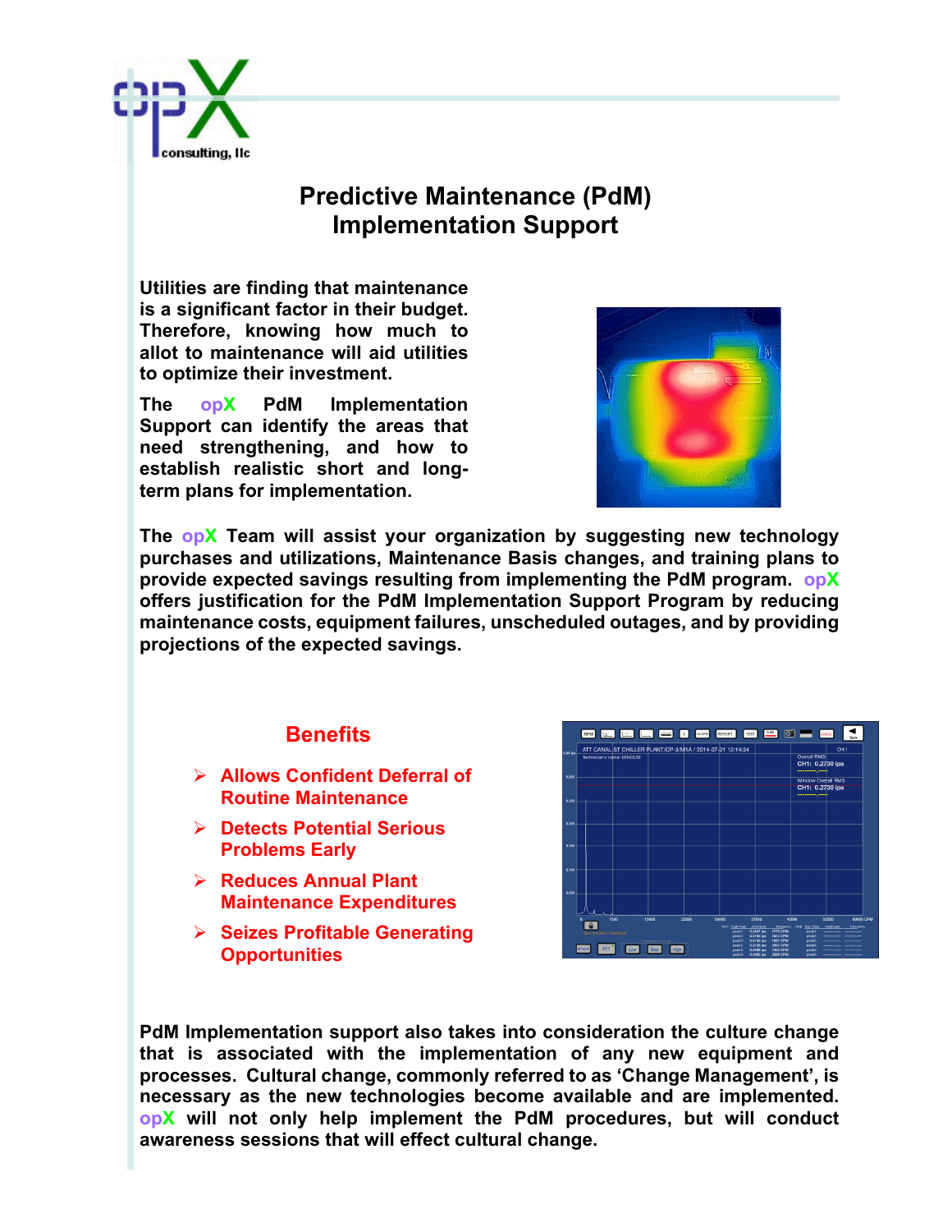# Predictive Maintenance (PdM) Implementation Support

**Utilities are finding that maintenance is a significant factor in their budget. Therefore, knowing how much to allot to maintenance will aid utilities to optimize their investment.**

**The opX PdM Implementation Support can identify the areas that need strengthening, and how to establish realistic short and long-term plans for implementation.**

**The opX Team will assist your organization by suggesting new technology purchases and utilizations, Maintenance Basis changes, and training plans to provide expected savings resulting from implementing the PdM program. opX offers justification for the PdM Implementation Support Program by reducing maintenance costs, equipment failures, unscheduled outages, and by providing projections of the expected savings.**

## Benefits

- **Allows Confident Deferral of Routine Maintenance**
- **Detects Potential Serious Problems Early**
- **Reduces Annual Plant Maintenance Expenditures**
- **Seizes Profitable Generating Opportunities**

**PdM Implementation support also takes into consideration the culture change that is associated with the implementation of any new equipment and processes. Cultural change, commonly referred to as 'Change Management', is necessary as the new technologies become available and are implemented. opX will not only help implement the PdM procedures, but will conduct awareness sessions that will effect cultural change.**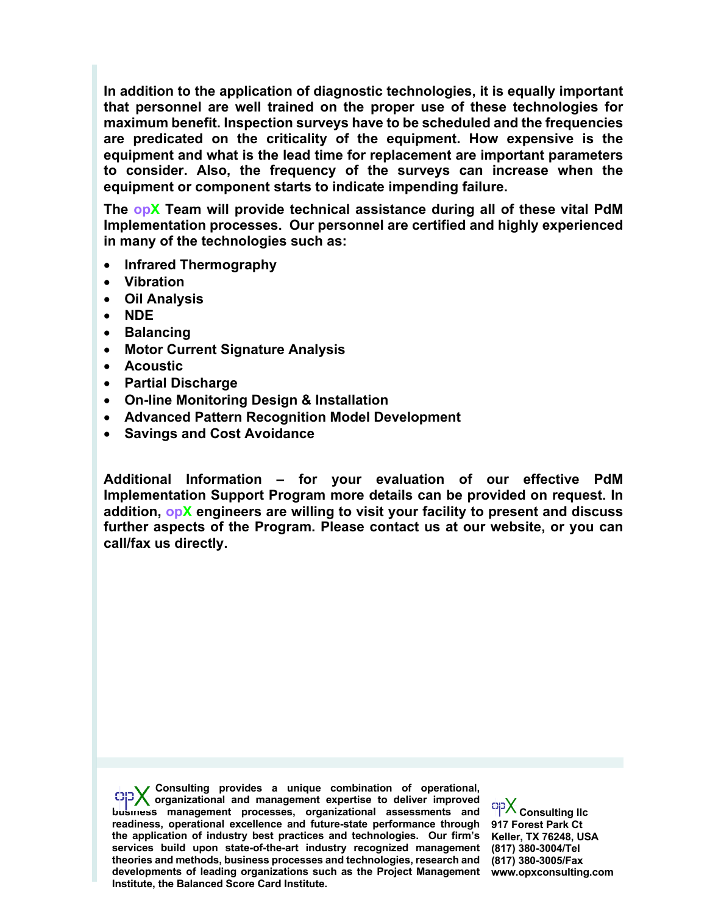**In addition to the application of diagnostic technologies, it is equally important that personnel are well trained on the proper use of these technologies for maximum benefit. Inspection surveys have to be scheduled and the frequencies are predicated on the criticality of the equipment. How expensive is the equipment and what is the lead time for replacement are important parameters to consider. Also, the frequency of the surveys can increase when the equipment or component starts to indicate impending failure.**

**The opX Team will provide technical assistance during all of these vital PdM Implementation processes. Our personnel are certified and highly experienced in many of the technologies such as:**

- **Infrared Thermography**
- **Vibration**
- **Oil Analysis**
- **NDE**
- **Balancing**
- **Motor Current Signature Analysis**
- **Acoustic**
- **Partial Discharge**
- **On-line Monitoring Design & Installation**
- **Advanced Pattern Recognition Model Development**
- **Savings and Cost Avoidance**

**Additional Information – for your evaluation of our effective PdM Implementation Support Program more details can be provided on request. In addition, opX engineers are willing to visit your facility to present and discuss further aspects of the Program. Please contact us at our website, or you can call/fax us directly.**

**opX Consulting provides a unique combination of operational, organizational and management expertise to deliver improved business management processes, organizational assessments and readiness, operational excellence and future-state performance through the application of industry best practices and technologies. Our firm's services build upon state-of-the-art industry recognized management theories and methods, business processes and technologies, research and developments of leading organizations such as the Project Management Institute, the Balanced Score Card Institute.**

**opX Consulting llc**
**917 Forest Park Ct**
**Keller, TX 76248, USA**
**(817) 380-3004/Tel**
**(817) 380-3005/Fax**
**www.opxconsulting.com**